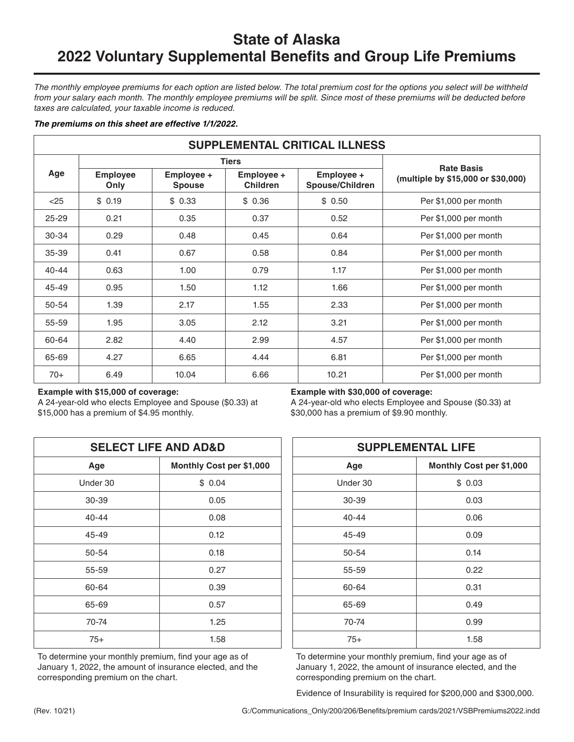# State of Alaska
# 2022 Voluntary Supplemental Benefits and Group Life Premiums

*The monthly employee premiums for each option are listed below. The total premium cost for the options you select will be withheld from your salary each month. The monthly employee premiums will be split. Since most of these premiums will be deducted before taxes are calculated, your taxable income is reduced.*

***The premiums on this sheet are effective 1/1/2022.***

## SUPPLEMENTAL CRITICAL ILLNESS

| Age | Tiers | | | | Rate Basis (multiple by $15,000 or $30,000) |
|---|---|---|---|---|---|
| | Employee Only | Employee + Spouse | Employee + Children | Employee + Spouse/Children | |
| <25 | $ 0.19 | $ 0.33 | $ 0.36 | $ 0.50 | Per $1,000 per month |
| 25-29 | 0.21 | 0.35 | 0.37 | 0.52 | Per $1,000 per month |
| 30-34 | 0.29 | 0.48 | 0.45 | 0.64 | Per $1,000 per month |
| 35-39 | 0.41 | 0.67 | 0.58 | 0.84 | Per $1,000 per month |
| 40-44 | 0.63 | 1.00 | 0.79 | 1.17 | Per $1,000 per month |
| 45-49 | 0.95 | 1.50 | 1.12 | 1.66 | Per $1,000 per month |
| 50-54 | 1.39 | 2.17 | 1.55 | 2.33 | Per $1,000 per month |
| 55-59 | 1.95 | 3.05 | 2.12 | 3.21 | Per $1,000 per month |
| 60-64 | 2.82 | 4.40 | 2.99 | 4.57 | Per $1,000 per month |
| 65-69 | 4.27 | 6.65 | 4.44 | 6.81 | Per $1,000 per month |
| 70+ | 6.49 | 10.04 | 6.66 | 10.21 | Per $1,000 per month |

**Example with $15,000 of coverage:**
A 24-year-old who elects Employee and Spouse ($0.33) at $15,000 has a premium of $4.95 monthly.

**Example with $30,000 of coverage:**
A 24-year-old who elects Employee and Spouse ($0.33) at $30,000 has a premium of $9.90 monthly.

## SELECT LIFE AND AD&D

| Age | Monthly Cost per $1,000 |
|---|---|
| Under 30 | $ 0.04 |
| 30-39 | 0.05 |
| 40-44 | 0.08 |
| 45-49 | 0.12 |
| 50-54 | 0.18 |
| 55-59 | 0.27 |
| 60-64 | 0.39 |
| 65-69 | 0.57 |
| 70-74 | 1.25 |
| 75+ | 1.58 |

To determine your monthly premium, find your age as of January 1, 2022, the amount of insurance elected, and the corresponding premium on the chart.

## SUPPLEMENTAL LIFE

| Age | Monthly Cost per $1,000 |
|---|---|
| Under 30 | $ 0.03 |
| 30-39 | 0.03 |
| 40-44 | 0.06 |
| 45-49 | 0.09 |
| 50-54 | 0.14 |
| 55-59 | 0.22 |
| 60-64 | 0.31 |
| 65-69 | 0.49 |
| 70-74 | 0.99 |
| 75+ | 1.58 |

To determine your monthly premium, find your age as of January 1, 2022, the amount of insurance elected, and the corresponding premium on the chart.

Evidence of Insurability is required for $200,000 and $300,000.

(Rev. 10/21) G:/Communications_Only/200/206/Benefits/premium cards/2021/VSBPremiums2022.indd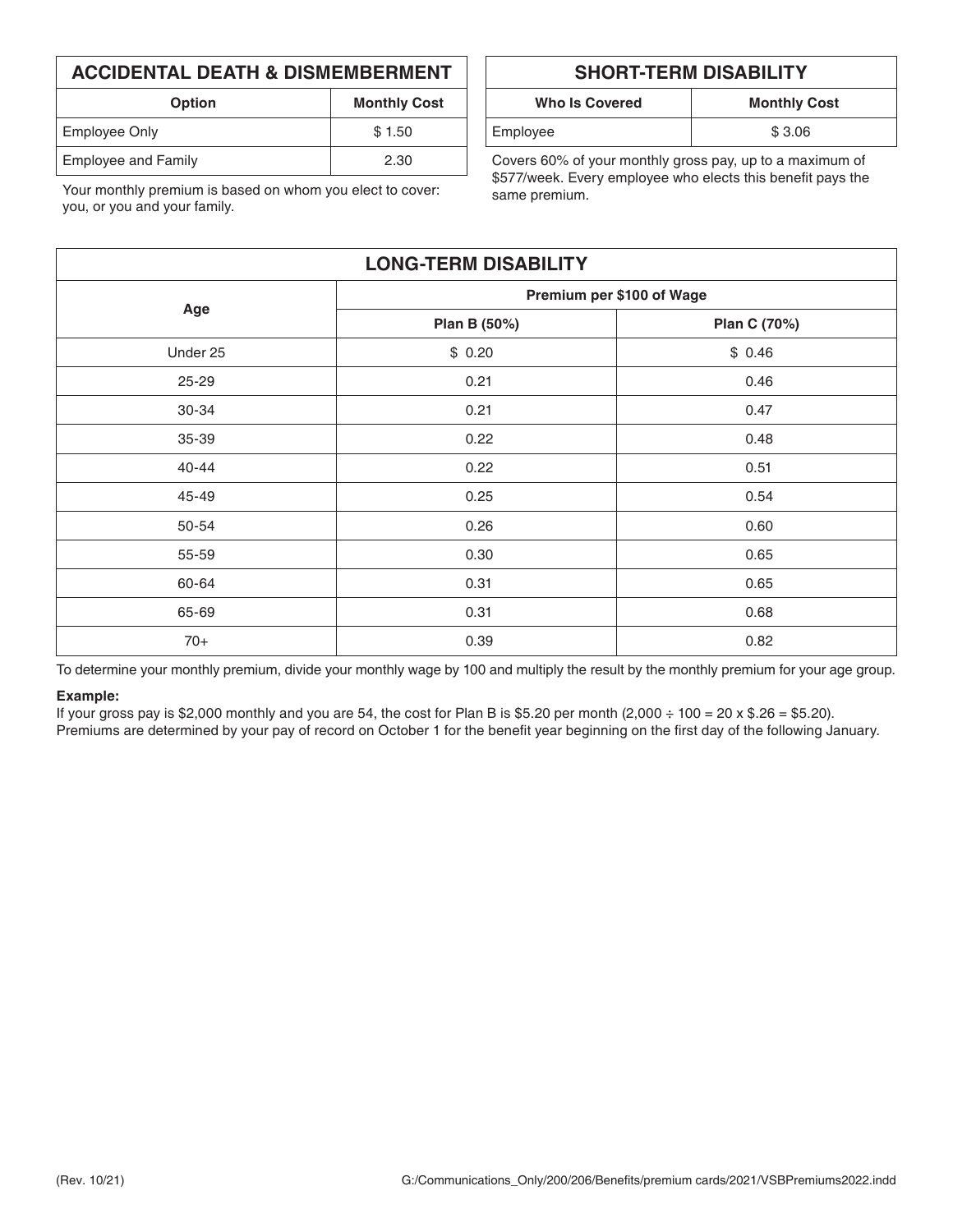## ACCIDENTAL DEATH & DISMEMBERMENT

| Option | Monthly Cost |
|---|---|
| Employee Only | $ 1.50 |
| Employee and Family | 2.30 |

Your monthly premium is based on whom you elect to cover: you, or you and your family.

## SHORT-TERM DISABILITY

| Who Is Covered | Monthly Cost |
|---|---|
| Employee | $ 3.06 |

Covers 60% of your monthly gross pay, up to a maximum of $577/week. Every employee who elects this benefit pays the same premium.

## LONG-TERM DISABILITY

| Age | Premium per $100 of Wage | |
|---|---|---|
| | Plan B (50%) | Plan C (70%) |
| Under 25 | $ 0.20 | $ 0.46 |
| 25-29 | 0.21 | 0.46 |
| 30-34 | 0.21 | 0.47 |
| 35-39 | 0.22 | 0.48 |
| 40-44 | 0.22 | 0.51 |
| 45-49 | 0.25 | 0.54 |
| 50-54 | 0.26 | 0.60 |
| 55-59 | 0.30 | 0.65 |
| 60-64 | 0.31 | 0.65 |
| 65-69 | 0.31 | 0.68 |
| 70+ | 0.39 | 0.82 |

To determine your monthly premium, divide your monthly wage by 100 and multiply the result by the monthly premium for your age group.

**Example:**

If your gross pay is $2,000 monthly and you are 54, the cost for Plan B is $5.20 per month (2,000 ÷ 100 = 20 x $.26 = $5.20).
Premiums are determined by your pay of record on October 1 for the benefit year beginning on the first day of the following January.

(Rev. 10/21) G:/Communications_Only/200/206/Benefits/premium cards/2021/VSBPremiums2022.indd